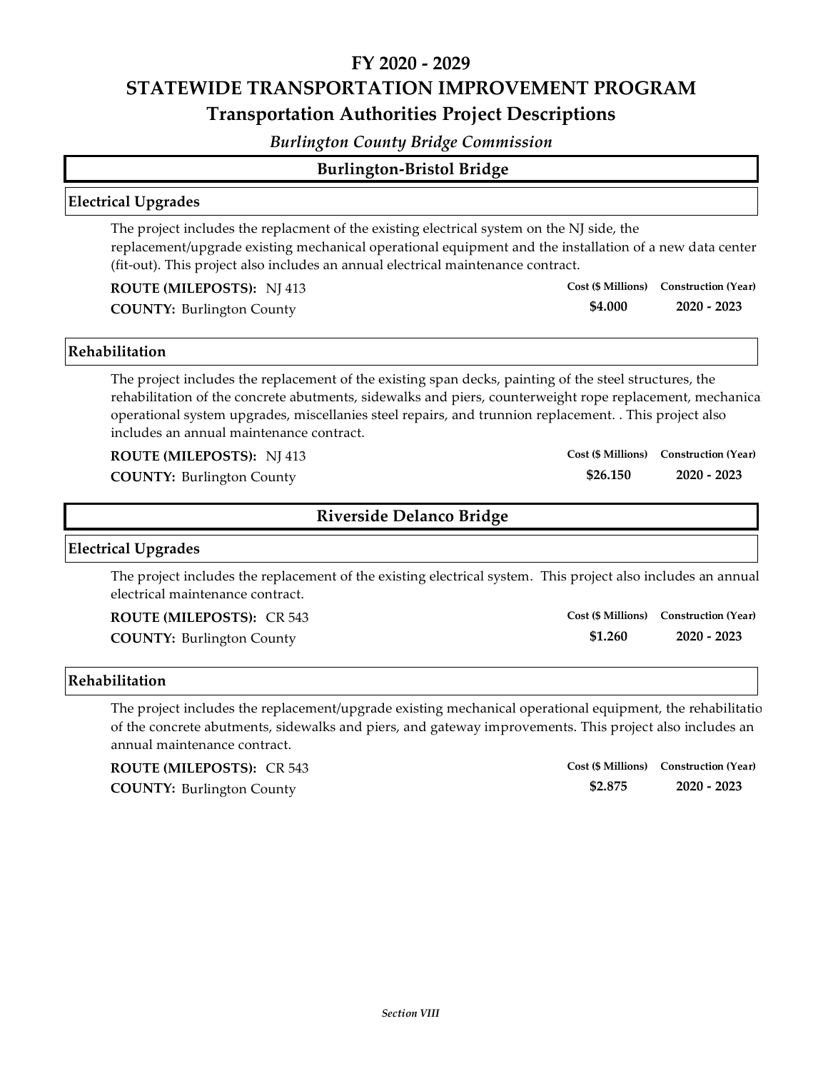# FY 2020 - 2029

# STATEWIDE TRANSPORTATION IMPROVEMENT PROGRAM

## Transportation Authorities Project Descriptions

*Burlington County Bridge Commission*

## Burlington-Bristol Bridge

### Electrical Upgrades

The project includes the replacment of the existing electrical system on the NJ side, the replacement/upgrade existing mechanical operational equipment and the installation of a new data center (fit-out). This project also includes an annual electrical maintenance contract.

**ROUTE (MILEPOSTS):** NJ 413
**COUNTY:** Burlington County

| Cost ($ Millions) | Construction (Year) |
| --- | --- |
| **$4.000** | **2020 - 2023** |

### Rehabilitation

The project includes the replacement of the existing span decks, painting of the steel structures, the rehabilitation of the concrete abutments, sidewalks and piers, counterweight rope replacement, mechanical operational system upgrades, miscellanies steel repairs, and trunnion replacement. . This project also includes an annual maintenance contract.

**ROUTE (MILEPOSTS):** NJ 413
**COUNTY:** Burlington County

| Cost ($ Millions) | Construction (Year) |
| --- | --- |
| **$26.150** | **2020 - 2023** |

## Riverside Delanco Bridge

### Electrical Upgrades

The project includes the replacement of the existing electrical system. This project also includes an annual electrical maintenance contract.

**ROUTE (MILEPOSTS):** CR 543
**COUNTY:** Burlington County

| Cost ($ Millions) | Construction (Year) |
| --- | --- |
| **$1.260** | **2020 - 2023** |

### Rehabilitation

The project includes the replacement/upgrade existing mechanical operational equipment, the rehabilitation of the concrete abutments, sidewalks and piers, and gateway improvements. This project also includes an annual maintenance contract.

**ROUTE (MILEPOSTS):** CR 543
**COUNTY:** Burlington County

| Cost ($ Millions) | Construction (Year) |
| --- | --- |
| **$2.875** | **2020 - 2023** |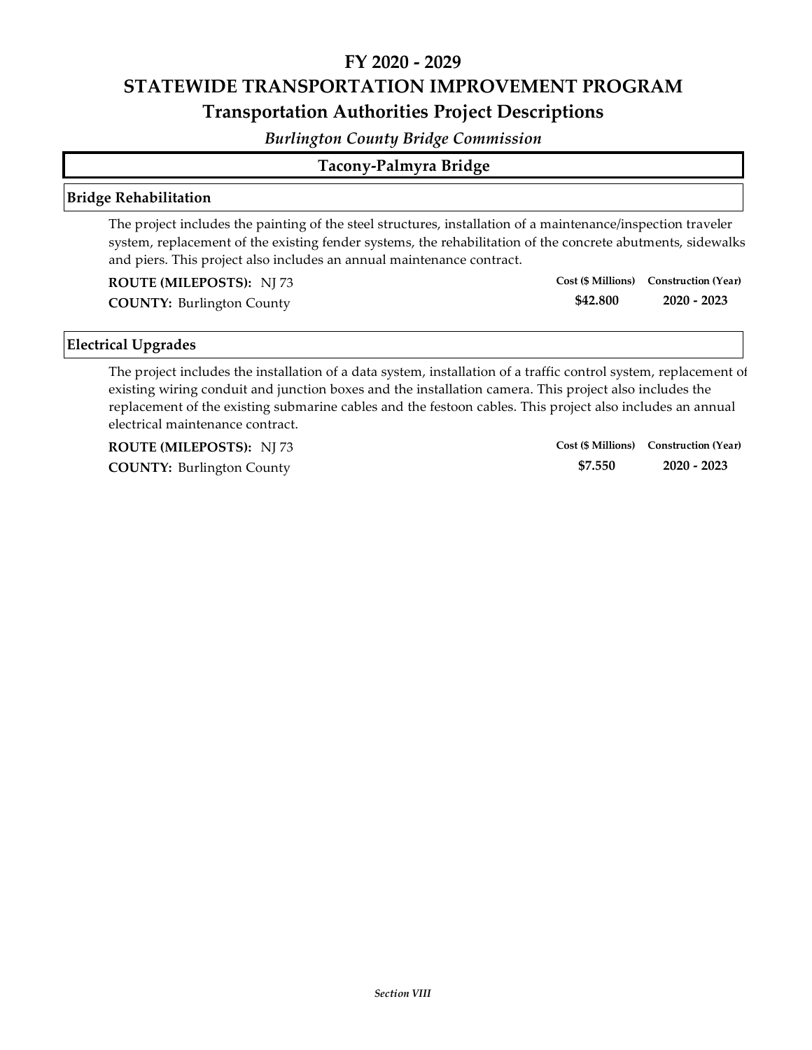# FY 2020 - 2029

# STATEWIDE TRANSPORTATION IMPROVEMENT PROGRAM

## Transportation Authorities Project Descriptions

*Burlington County Bridge Commission*

## Tacony-Palmyra Bridge

### Bridge Rehabilitation

The project includes the painting of the steel structures, installation of a maintenance/inspection traveler system, replacement of the existing fender systems, the rehabilitation of the concrete abutments, sidewalks and piers. This project also includes an annual maintenance contract.

**ROUTE (MILEPOSTS):** NJ 73

**COUNTY:** Burlington County

| Cost ($ Millions) | Construction (Year) |
|---|---|
| **$42.800** | **2020 - 2023** |

### Electrical Upgrades

The project includes the installation of a data system, installation of a traffic control system, replacement of existing wiring conduit and junction boxes and the installation camera. This project also includes the replacement of the existing submarine cables and the festoon cables. This project also includes an annual electrical maintenance contract.

**ROUTE (MILEPOSTS):** NJ 73

**COUNTY:** Burlington County

| Cost ($ Millions) | Construction (Year) |
|---|---|
| **$7.550** | **2020 - 2023** |

*Section VIII*